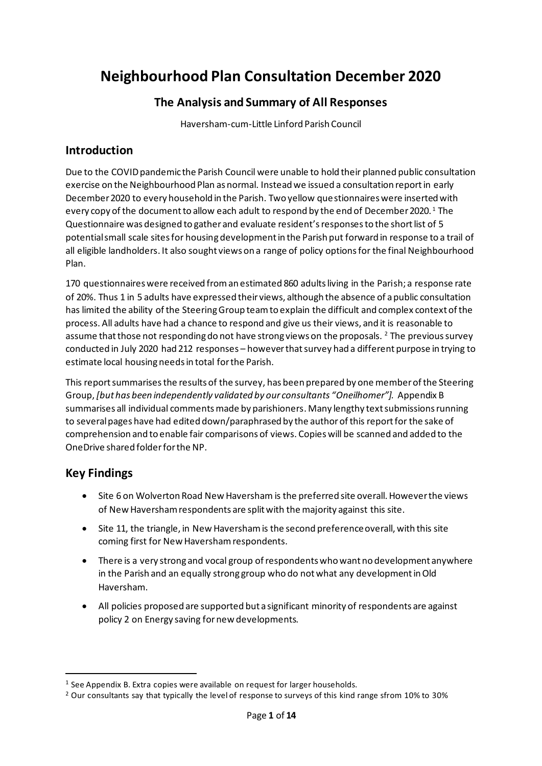# Neighbourhood Plan Consultation December 2020

## The Analysis and Summary of All Responses

Haversham-cum-Little Linford Parish Council

## Introduction

Due to the COVID pandemic the Parish Council were unable to hold their planned public consultation exercise on the Neighbourhood Plan as normal. Instead we issued a consultation report in early December 2020 to every household in the Parish. Two yellow questionnaires were inserted with every copy of the document to allow each adult to respond by the end of December 2020. [1] The Questionnaire was designed to gather and evaluate resident's responses to the short list of 5 potential small scale sites for housing development in the Parish put forward in response to a trail of all eligible landholders. It also sought views on a range of policy options for the final Neighbourhood Plan.

170 questionnaires were received from an estimated 860 adults living in the Parish; a response rate of 20%. Thus 1 in 5 adults have expressed their views, although the absence of a public consultation has limited the ability of the Steering Group team to explain the difficult and complex context of the process. All adults have had a chance to respond and give us their views, and it is reasonable to assume that those not responding do not have strong views on the proposals. [2] The previous survey conducted in July 2020 had 212 responses – however that survey had a different purpose in trying to estimate local housing needs in total for the Parish.

This report summarises the results of the survey, has been prepared by one member of the Steering Group, *[but has been independently validated by our consultants "Oneilhomer"].* Appendix B summarises all individual comments made by parishioners. Many lengthy text submissions running to several pages have had edited down/paraphrased by the author of this report for the sake of comprehension and to enable fair comparisons of views. Copies will be scanned and added to the OneDrive shared folder for the NP.

## Key Findings

- Site 6 on Wolverton Road New Haversham is the preferred site overall. However the views of New Haversham respondents are split with the majority against this site.
- Site 11, the triangle, in New Haversham is the second preference overall, with this site coming first for New Haversham respondents.
- There is a very strong and vocal group of respondents who want no development anywhere in the Parish and an equally strong group who do not what any development in Old Haversham.
- All policies proposed are supported but a significant minority of respondents are against policy 2 on Energy saving for new developments.

---

[1] See Appendix B. Extra copies were available on request for larger households.

[2] Our consultants say that typically the level of response to surveys of this kind range sfrom 10% to 30%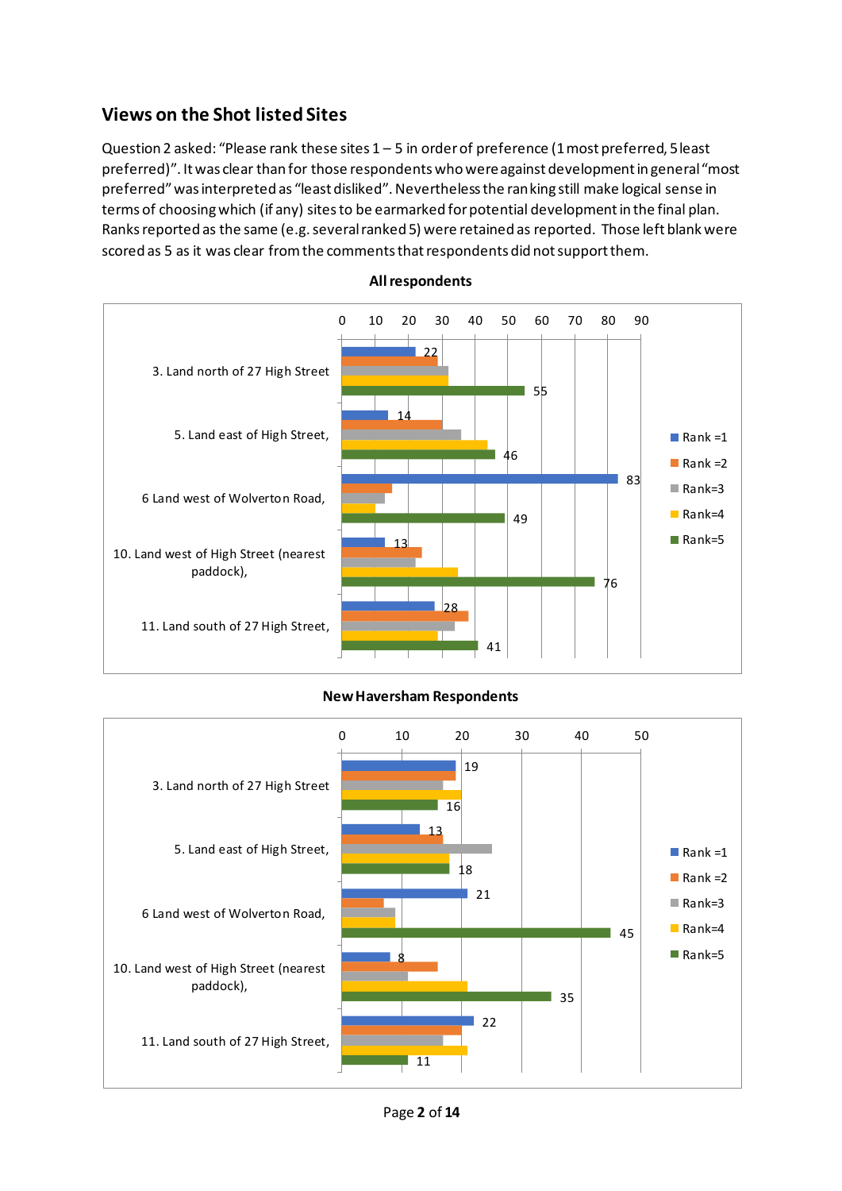## Views on the Shot listed Sites

Question 2 asked: "Please rank these sites 1 – 5 in order of preference (1 most preferred, 5 least preferred)". It was clear than for those respondents who were against development in general "most preferred" was interpreted as "least disliked". Nevertheless the ranking still make logical sense in terms of choosing which (if any) sites to be earmarked for potential development in the final plan. Ranks reported as the same (e.g. several ranked 5) were retained as reported. Those left blank were scored as 5 as it was clear from the comments that respondents did not support them.

**All respondents**

| Site | Rank =1 | Rank =2 | Rank=3 | Rank=4 | Rank=5 |
|---|---|---|---|---|---|
| 3. Land north of 27 High Street | 22 | | | | 55 |
| 5. Land east of High Street, | 14 | | | | 46 |
| 6 Land west of Wolverton Road, | 83 | | | | 49 |
| 10. Land west of High Street (nearest paddock), | 13 | | | | 76 |
| 11. Land south of 27 High Street, | 28 | | | | 41 |

**New Haversham Respondents**

| Site | Rank =1 | Rank =2 | Rank=3 | Rank=4 | Rank=5 |
|---|---|---|---|---|---|
| 3. Land north of 27 High Street | 19 | | | | 16 |
| 5. Land east of High Street, | 13 | | | | 18 |
| 6 Land west of Wolverton Road, | 21 | | | | 45 |
| 10. Land west of High Street (nearest paddock), | 8 | | | | 35 |
| 11. Land south of 27 High Street, | 22 | | | | 11 |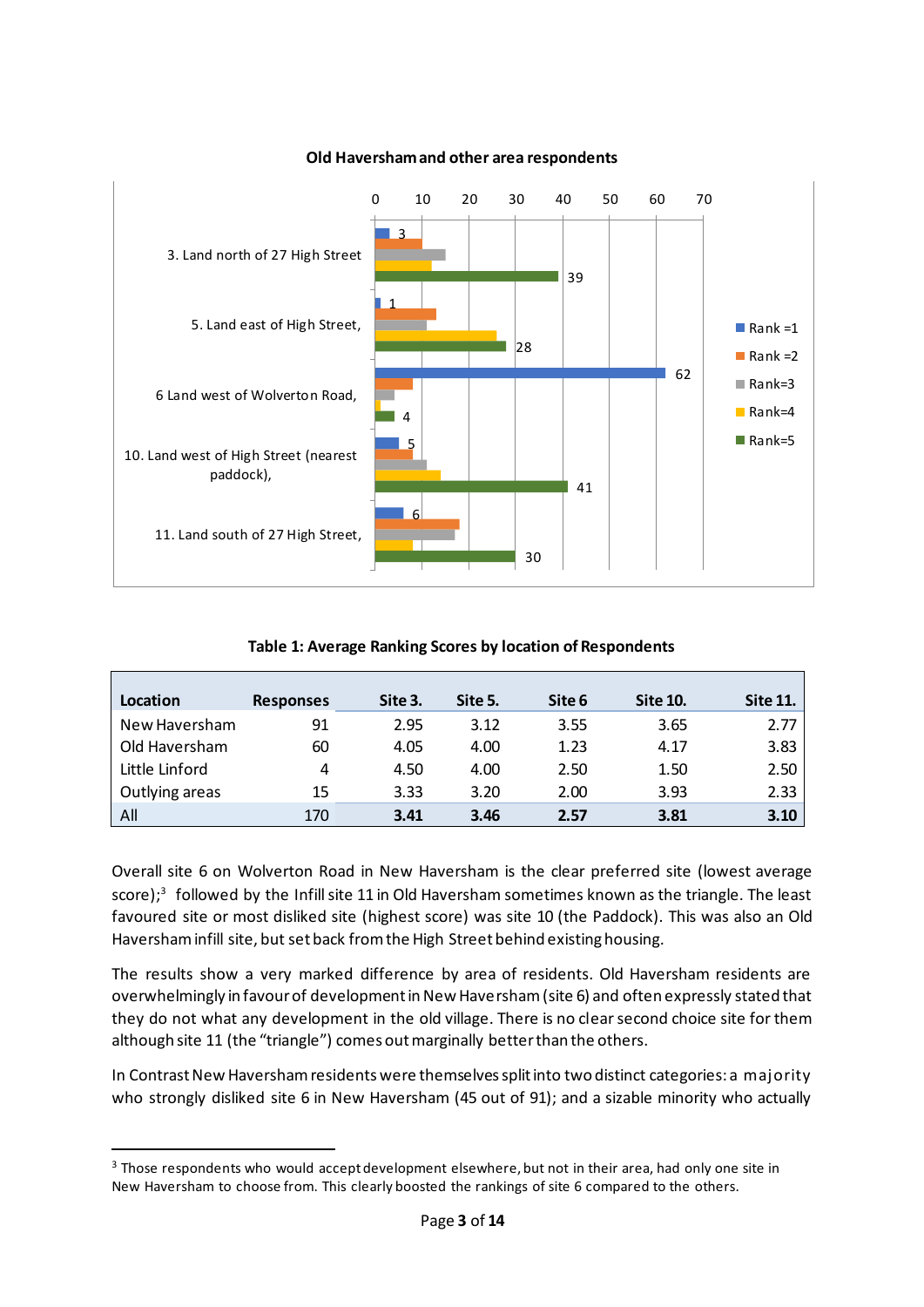**Old Haversham and other area respondents**

**Table 1: Average Ranking Scores by location of Respondents**

| Location | Responses | Site 3. | Site 5. | Site 6 | Site 10. | Site 11. |
|---|---|---|---|---|---|---|
| New Haversham | 91 | 2.95 | 3.12 | 3.55 | 3.65 | 2.77 |
| Old Haversham | 60 | 4.05 | 4.00 | 1.23 | 4.17 | 3.83 |
| Little Linford | 4 | 4.50 | 4.00 | 2.50 | 1.50 | 2.50 |
| Outlying areas | 15 | 3.33 | 3.20 | 2.00 | 3.93 | 2.33 |
| All | 170 | **3.41** | **3.46** | **2.57** | **3.81** | **3.10** |

Overall site 6 on Wolverton Road in New Haversham is the clear preferred site (lowest average score);[3] followed by the Infill site 11 in Old Haversham sometimes known as the triangle. The least favoured site or most disliked site (highest score) was site 10 (the Paddock). This was also an Old Haversham infill site, but set back from the High Street behind existing housing.

The results show a very marked difference by area of residents. Old Haversham residents are overwhelmingly in favour of development in New Haversham (site 6) and often expressly stated that they do not what any development in the old village. There is no clear second choice site for them although site 11 (the "triangle") comes out marginally better than the others.

In Contrast New Haversham residents were themselves split into two distinct categories: a majority who strongly disliked site 6 in New Haversham (45 out of 91); and a sizable minority who actually

[3] Those respondents who would accept development elsewhere, but not in their area, had only one site in New Haversham to choose from. This clearly boosted the rankings of site 6 compared to the others.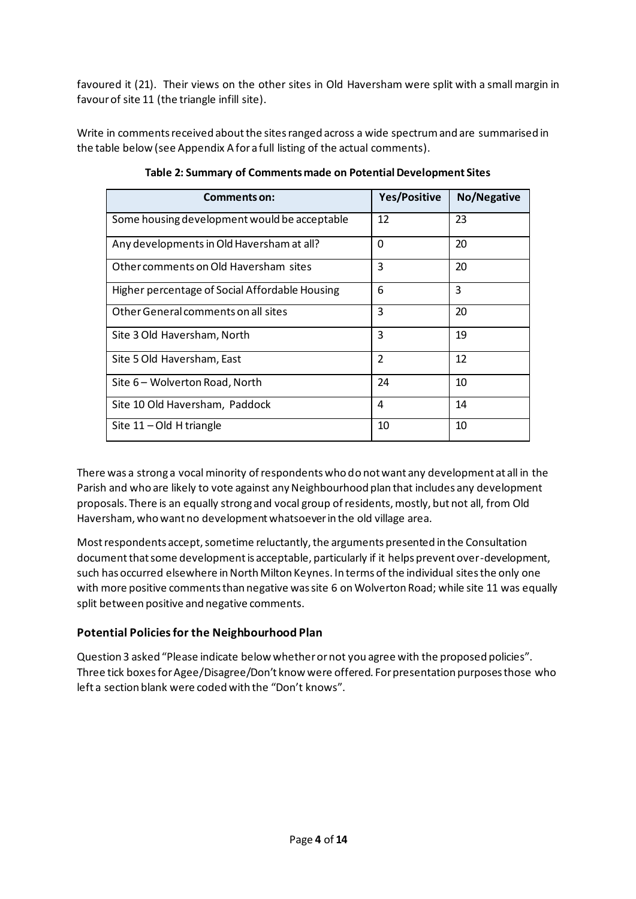favoured it (21). Their views on the other sites in Old Haversham were split with a small margin in favour of site 11 (the triangle infill site).

Write in comments received about the sites ranged across a wide spectrum and are summarised in the table below (see Appendix A for a full listing of the actual comments).

**Table 2: Summary of Comments made on Potential Development Sites**

| Comments on: | Yes/Positive | No/Negative |
|---|---|---|
| Some housing development would be acceptable | 12 | 23 |
| Any developments in Old Haversham at all? | 0 | 20 |
| Other comments on Old Haversham sites | 3 | 20 |
| Higher percentage of Social Affordable Housing | 6 | 3 |
| Other General comments on all sites | 3 | 20 |
| Site 3 Old Haversham, North | 3 | 19 |
| Site 5 Old Haversham, East | 2 | 12 |
| Site 6 – Wolverton Road, North | 24 | 10 |
| Site 10 Old Haversham, Paddock | 4 | 14 |
| Site 11 – Old H triangle | 10 | 10 |

There was a strong a vocal minority of respondents who do not want any development at all in the Parish and who are likely to vote against any Neighbourhood plan that includes any development proposals. There is an equally strong and vocal group of residents, mostly, but not all, from Old Haversham, who want no development whatsoever in the old village area.

Most respondents accept, sometime reluctantly, the arguments presented in the Consultation document that some development is acceptable, particularly if it helps prevent over-development, such has occurred elsewhere in North Milton Keynes. In terms of the individual sites the only one with more positive comments than negative was site 6 on Wolverton Road; while site 11 was equally split between positive and negative comments.

### Potential Policies for the Neighbourhood Plan

Question 3 asked "Please indicate below whether or not you agree with the proposed policies". Three tick boxes for Agee/Disagree/Don't know were offered. For presentation purposes those who left a section blank were coded with the "Don't knows".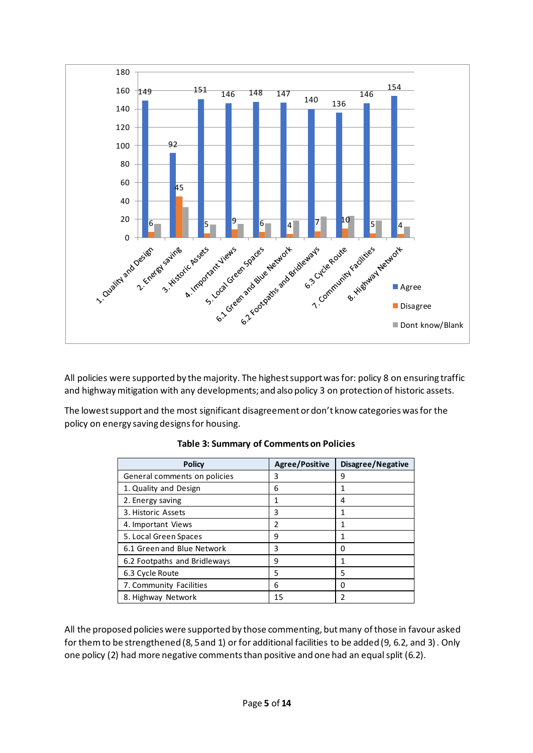All policies were supported by the majority. The highest support was for: policy 8 on ensuring traffic and highway mitigation with any developments; and also policy 3 on protection of historic assets.

The lowest support and the most significant disagreement or don't know categories was for the policy on energy saving designs for housing.

**Table 3: Summary of Comments on Policies**

| Policy | Agree/Positive | Disagree/Negative |
|---|---|---|
| General comments on policies | 3 | 9 |
| 1. Quality and Design | 6 | 1 |
| 2. Energy saving | 1 | 4 |
| 3. Historic Assets | 3 | 1 |
| 4. Important Views | 2 | 1 |
| 5. Local Green Spaces | 9 | 1 |
| 6.1 Green and Blue Network | 3 | 0 |
| 6.2 Footpaths and Bridleways | 9 | 1 |
| 6.3 Cycle Route | 5 | 5 |
| 7. Community Facilities | 6 | 0 |
| 8. Highway Network | 15 | 2 |

All the proposed policies were supported by those commenting, but many of those in favour asked for them to be strengthened (8, 5 and 1) or for additional facilities to be added (9, 6.2, and 3). Only one policy (2) had more negative comments than positive and one had an equal split (6.2).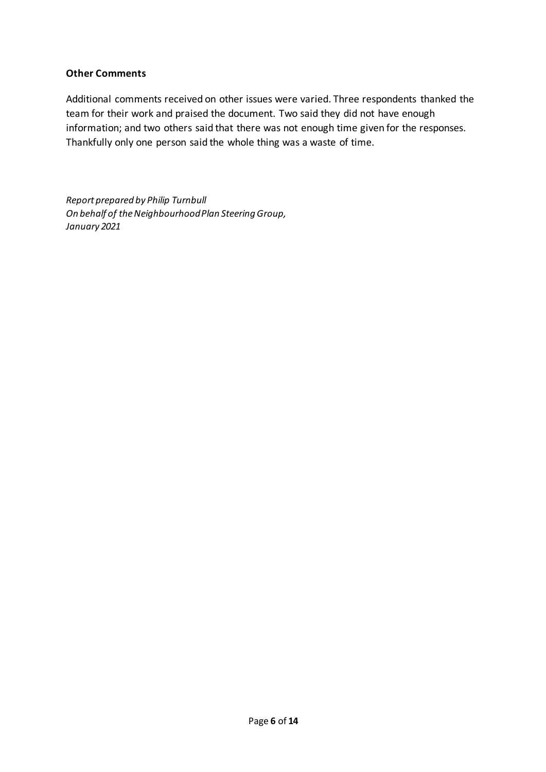### Other Comments

Additional comments received on other issues were varied. Three respondents thanked the team for their work and praised the document. Two said they did not have enough information; and two others said that there was not enough time given for the responses. Thankfully only one person said the whole thing was a waste of time.

*Report prepared by Philip Turnbull*
*On behalf of the Neighbourhood Plan Steering Group,*
*January 2021*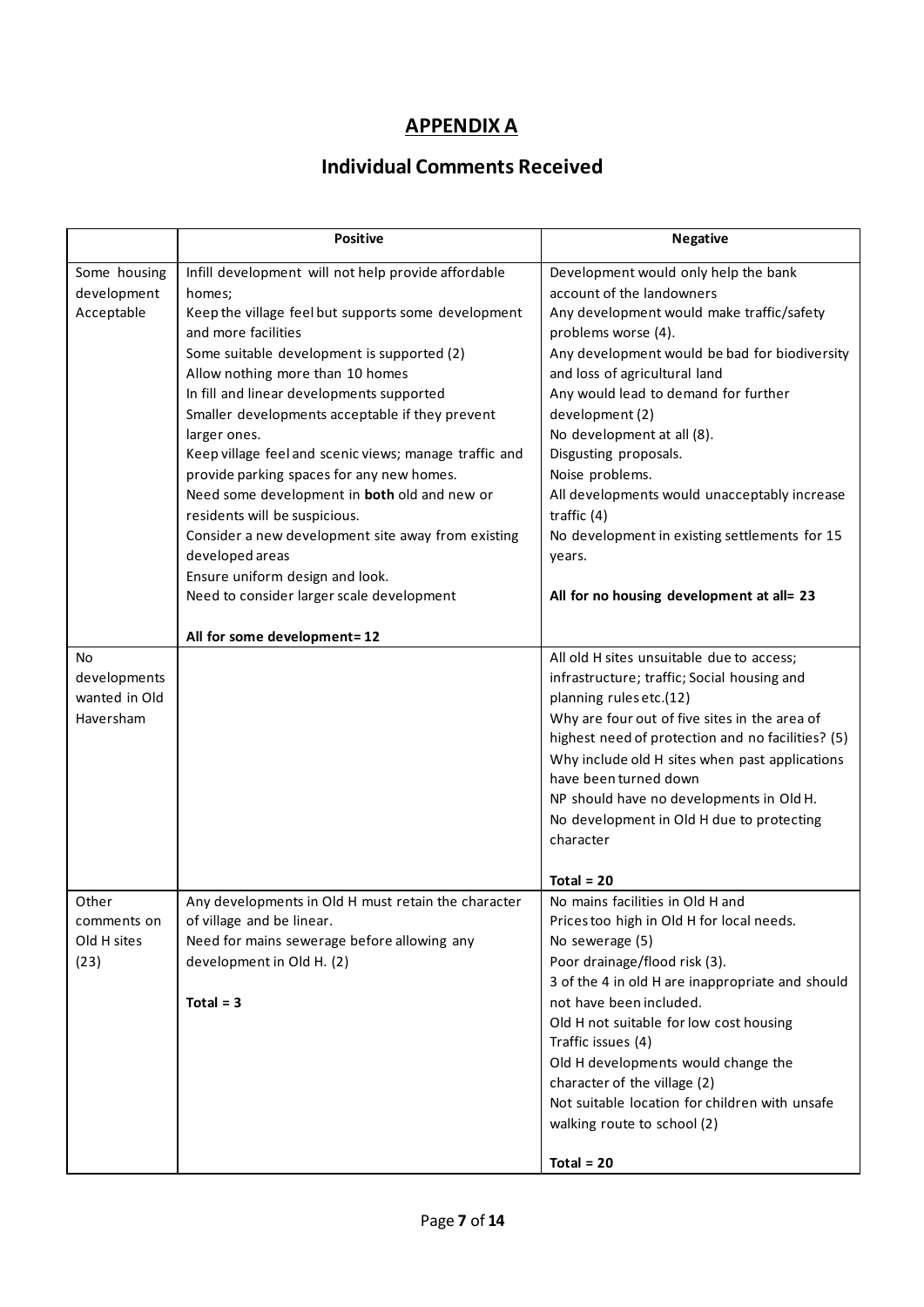## APPENDIX A

## Individual Comments Received

| | Positive | Negative |
|---|---|---|
| Some housing development Acceptable | Infill development will not help provide affordable homes;<br>Keep the village feel but supports some development and more facilities<br>Some suitable development is supported (2)<br>Allow nothing more than 10 homes<br>In fill and linear developments supported<br>Smaller developments acceptable if they prevent larger ones.<br>Keep village feel and scenic views; manage traffic and provide parking spaces for any new homes.<br>Need some development in **both** old and new or residents will be suspicious.<br>Consider a new development site away from existing developed areas<br>Ensure uniform design and look.<br>Need to consider larger scale development<br><br>**All for some development= 12** | Development would only help the bank account of the landowners<br>Any development would make traffic/safety problems worse (4).<br>Any development would be bad for biodiversity and loss of agricultural land<br>Any would lead to demand for further development (2)<br>No development at all (8).<br>Disgusting proposals.<br>Noise problems.<br>All developments would unacceptably increase traffic (4)<br>No development in existing settlements for 15 years.<br><br>**All for no housing development at all= 23** |
| No developments wanted in Old Haversham | | All old H sites unsuitable due to access; infrastructure; traffic; Social housing and planning rules etc.(12)<br>Why are four out of five sites in the area of highest need of protection and no facilities? (5)<br>Why include old H sites when past applications have been turned down<br>NP should have no developments in Old H.<br>No development in Old H due to protecting character<br><br>**Total = 20** |
| Other comments on Old H sites (23) | Any developments in Old H must retain the character of village and be linear.<br>Need for mains sewerage before allowing any development in Old H. (2)<br><br>**Total = 3** | No mains facilities in Old H and<br>Prices too high in Old H for local needs.<br>No sewerage (5)<br>Poor drainage/flood risk (3).<br>3 of the 4 in old H are inappropriate and should not have been included.<br>Old H not suitable for low cost housing<br>Traffic issues (4)<br>Old H developments would change the character of the village (2)<br>Not suitable location for children with unsafe walking route to school (2)<br><br>**Total = 20** |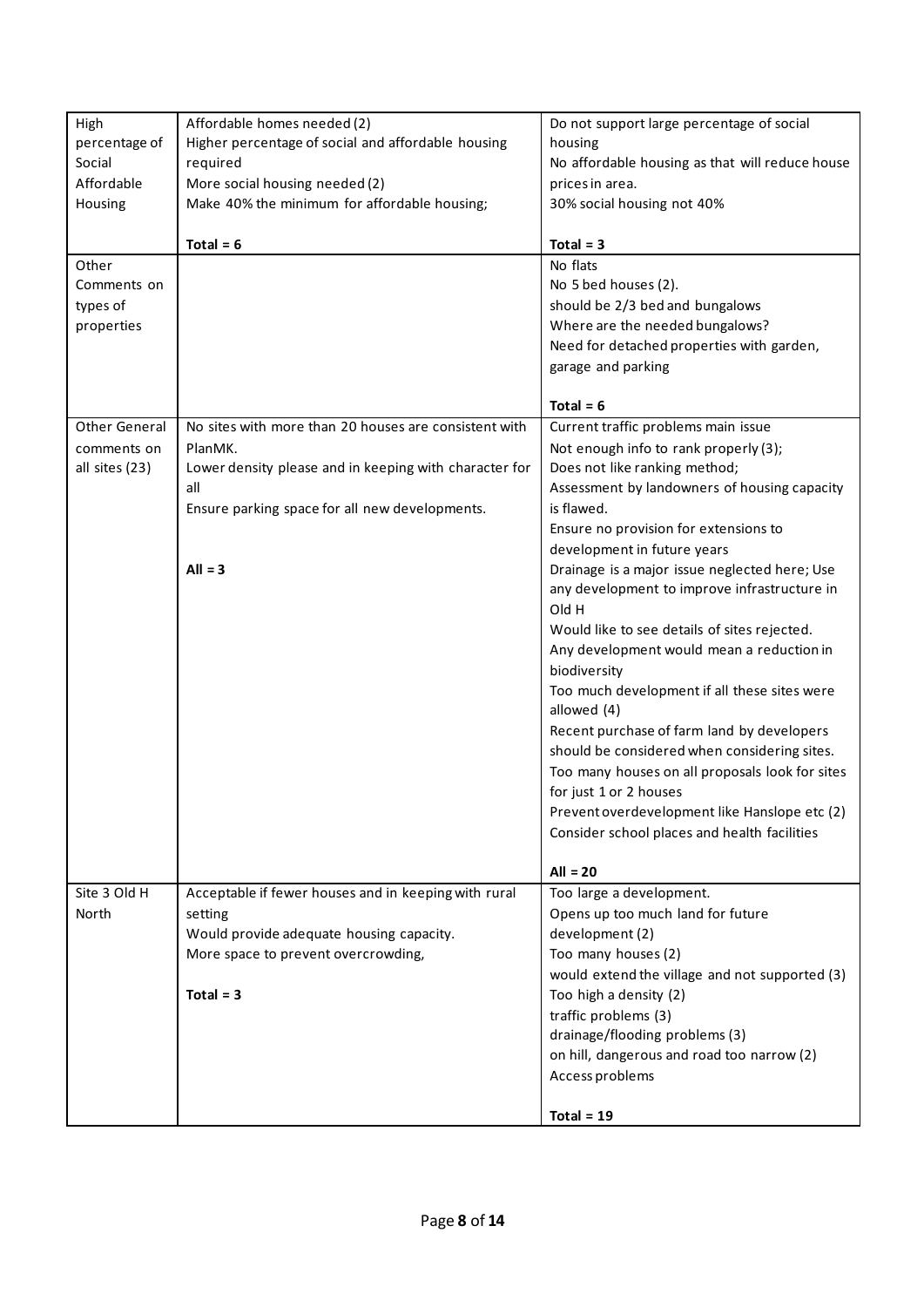| | | |
|---|---|---|
| High percentage of Social Affordable Housing | Affordable homes needed (2)<br>Higher percentage of social and affordable housing required<br>More social housing needed (2)<br>Make 40% the minimum for affordable housing;<br><br>**Total = 6** | Do not support large percentage of social housing<br>No affordable housing as that will reduce house prices in area.<br>30% social housing not 40%<br><br>**Total = 3** |
| Other Comments on types of properties | | No flats<br>No 5 bed houses (2).<br>should be 2/3 bed and bungalows<br>Where are the needed bungalows?<br>Need for detached properties with garden, garage and parking<br><br>**Total = 6** |
| Other General comments on all sites (23) | No sites with more than 20 houses are consistent with PlanMK.<br>Lower density please and in keeping with character for all<br>Ensure parking space for all new developments.<br><br>**All = 3** | Current traffic problems main issue<br>Not enough info to rank properly (3);<br>Does not like ranking method;<br>Assessment by landowners of housing capacity is flawed.<br>Ensure no provision for extensions to development in future years<br>Drainage is a major issue neglected here; Use any development to improve infrastructure in Old H<br>Would like to see details of sites rejected.<br>Any development would mean a reduction in biodiversity<br>Too much development if all these sites were allowed (4)<br>Recent purchase of farm land by developers should be considered when considering sites.<br>Too many houses on all proposals look for sites for just 1 or 2 houses<br>Prevent overdevelopment like Hanslope etc (2)<br>Consider school places and health facilities<br><br>**All = 20** |
| Site 3 Old H North | Acceptable if fewer houses and in keeping with rural setting<br>Would provide adequate housing capacity.<br>More space to prevent overcrowding,<br><br>**Total = 3** | Too large a development.<br>Opens up too much land for future development (2)<br>Too many houses (2)<br>would extend the village and not supported (3)<br>Too high a density (2)<br>traffic problems (3)<br>drainage/flooding problems (3)<br>on hill, dangerous and road too narrow (2)<br>Access problems<br><br>**Total = 19** |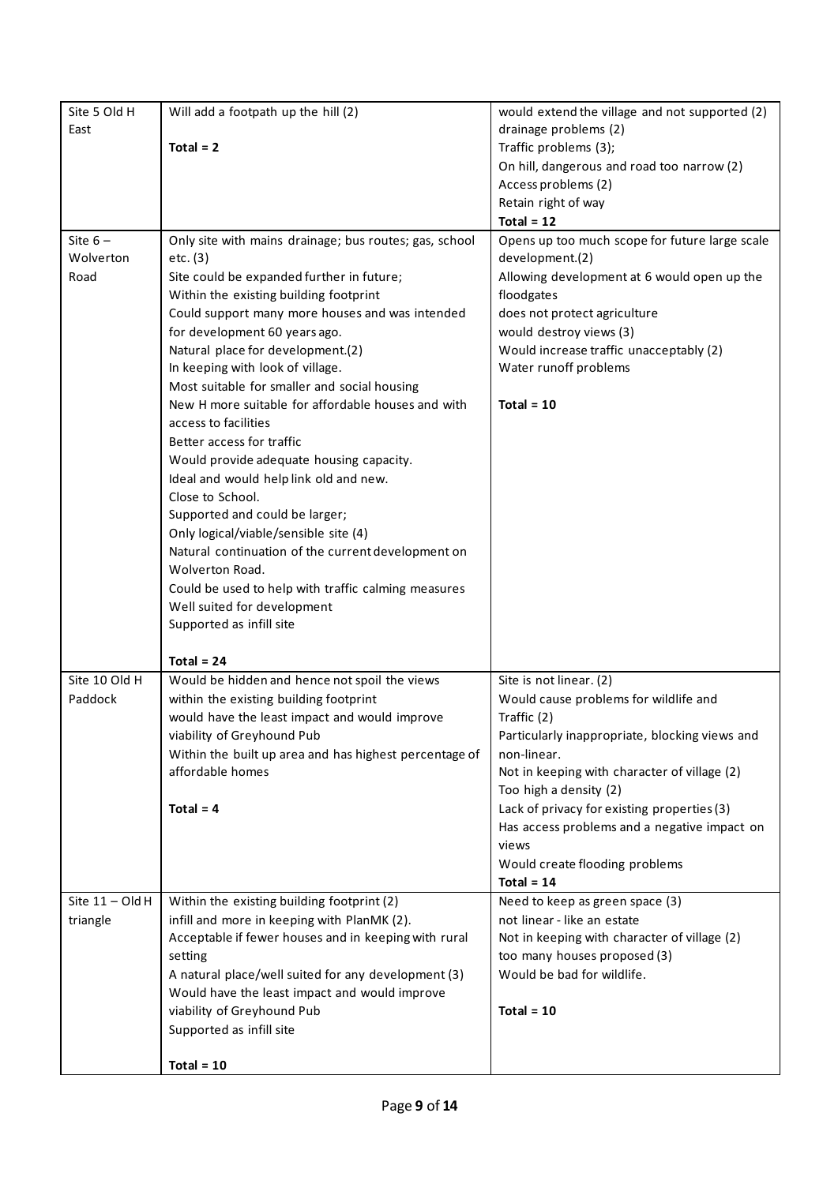| | | |
|---|---|---|
| Site 5 Old H East | Will add a footpath up the hill (2)<br><br>**Total = 2** | would extend the village and not supported (2)<br>drainage problems (2)<br>Traffic problems (3);<br>On hill, dangerous and road too narrow (2)<br>Access problems (2)<br>Retain right of way<br>**Total = 12** |
| Site 6 – Wolverton Road | Only site with mains drainage; bus routes; gas, school etc. (3)<br>Site could be expanded further in future;<br>Within the existing building footprint<br>Could support many more houses and was intended for development 60 years ago.<br>Natural place for development.(2)<br>In keeping with look of village.<br>Most suitable for smaller and social housing<br>New H more suitable for affordable houses and with access to facilities<br>Better access for traffic<br>Would provide adequate housing capacity.<br>Ideal and would help link old and new.<br>Close to School.<br>Supported and could be larger;<br>Only logical/viable/sensible site (4)<br>Natural continuation of the current development on Wolverton Road.<br>Could be used to help with traffic calming measures<br>Well suited for development<br>Supported as infill site<br><br>**Total = 24** | Opens up too much scope for future large scale development.(2)<br>Allowing development at 6 would open up the floodgates<br>does not protect agriculture<br>would destroy views (3)<br>Would increase traffic unacceptably (2)<br>Water runoff problems<br><br>**Total = 10** |
| Site 10 Old H Paddock | Would be hidden and hence not spoil the views<br>within the existing building footprint<br>would have the least impact and would improve viability of Greyhound Pub<br>Within the built up area and has highest percentage of affordable homes<br><br>**Total = 4** | Site is not linear. (2)<br>Would cause problems for wildlife and Traffic (2)<br>Particularly inappropriate, blocking views and non-linear.<br>Not in keeping with character of village (2)<br>Too high a density (2)<br>Lack of privacy for existing properties (3)<br>Has access problems and a negative impact on views<br>Would create flooding problems<br>**Total = 14** |
| Site 11 – Old H triangle | Within the existing building footprint (2)<br>infill and more in keeping with PlanMK (2).<br>Acceptable if fewer houses and in keeping with rural setting<br>A natural place/well suited for any development (3)<br>Would have the least impact and would improve viability of Greyhound Pub<br>Supported as infill site<br><br>**Total = 10** | Need to keep as green space (3)<br>not linear - like an estate<br>Not in keeping with character of village (2)<br>too many houses proposed (3)<br>Would be bad for wildlife.<br><br>**Total = 10** |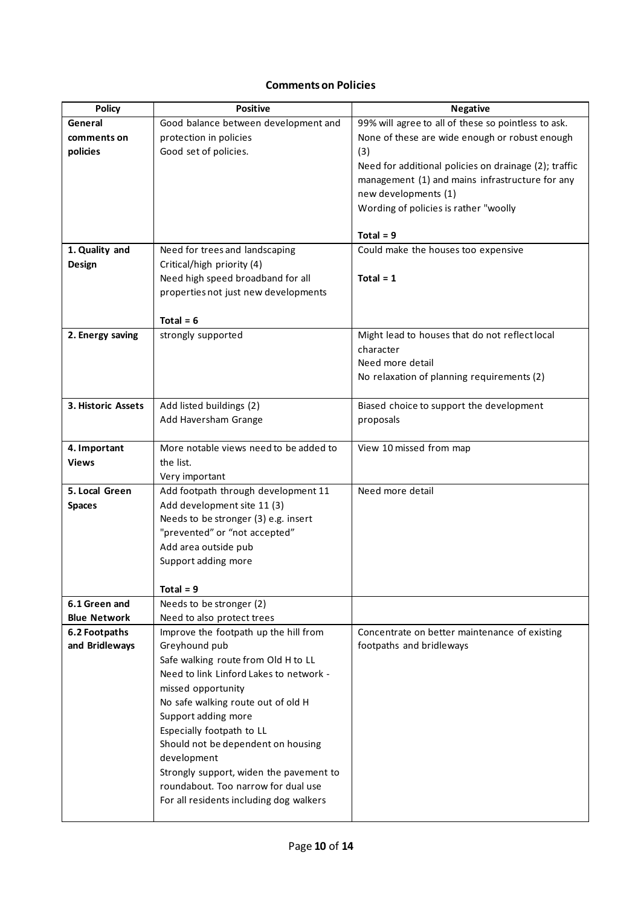## Comments on Policies

| Policy | Positive | Negative |
|---|---|---|
| **General comments on policies** | Good balance between development and protection in policies<br>Good set of policies. | 99% will agree to all of these so pointless to ask.<br>None of these are wide enough or robust enough (3)<br>Need for additional policies on drainage (2); traffic management (1) and mains infrastructure for any new developments (1)<br>Wording of policies is rather "woolly<br><br>**Total = 9** |
| **1. Quality and Design** | Need for trees and landscaping<br>Critical/high priority (4)<br>Need high speed broadband for all properties not just new developments<br><br>**Total = 6** | Could make the houses too expensive<br><br>**Total = 1** |
| **2. Energy saving** | strongly supported | Might lead to houses that do not reflect local character<br>Need more detail<br>No relaxation of planning requirements (2) |
| **3. Historic Assets** | Add listed buildings (2)<br>Add Haversham Grange | Biased choice to support the development proposals |
| **4. Important Views** | More notable views need to be added to the list.<br>Very important | View 10 missed from map |
| **5. Local Green Spaces** | Add footpath through development 11<br>Add development site 11 (3)<br>Needs to be stronger (3) e.g. insert "prevented" or "not accepted"<br>Add area outside pub<br>Support adding more<br><br>**Total = 9** | Need more detail |
| **6.1 Green and Blue Network** | Needs to be stronger (2)<br>Need to also protect trees | |
| **6.2 Footpaths and Bridleways** | Improve the footpath up the hill from Greyhound pub<br>Safe walking route from Old H to LL<br>Need to link Linford Lakes to network - missed opportunity<br>No safe walking route out of old H<br>Support adding more<br>Especially footpath to LL<br>Should not be dependent on housing development<br>Strongly support, widen the pavement to roundabout. Too narrow for dual use<br>For all residents including dog walkers | Concentrate on better maintenance of existing footpaths and bridleways |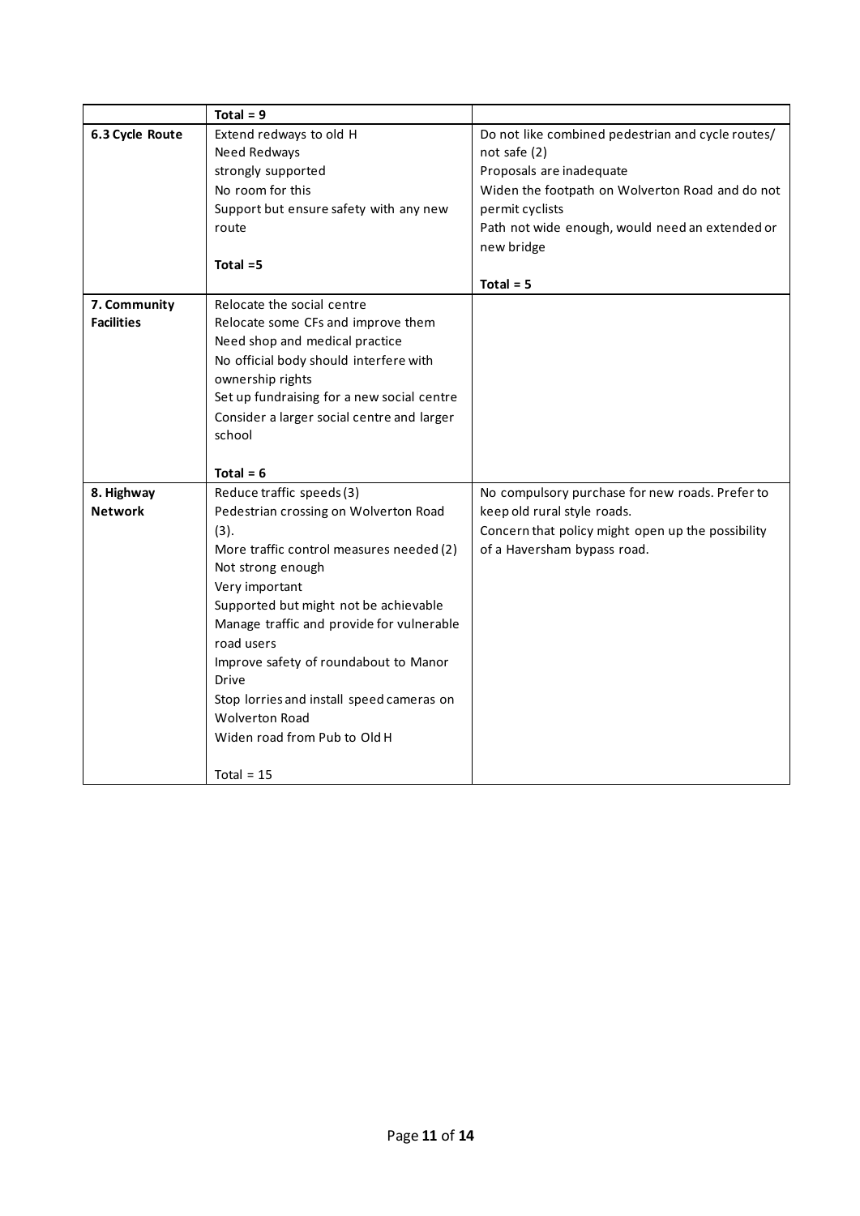|  | **Total = 9** |  |
|---|---|---|
| **6.3 Cycle Route** | Extend redways to old H<br>Need Redways<br>strongly supported<br>No room for this<br>Support but ensure safety with any new route<br><br>**Total =5** | Do not like combined pedestrian and cycle routes/ not safe (2)<br>Proposals are inadequate<br>Widen the footpath on Wolverton Road and do not permit cyclists<br>Path not wide enough, would need an extended or new bridge<br><br>**Total = 5** |
| **7. Community Facilities** | Relocate the social centre<br>Relocate some CFs and improve them<br>Need shop and medical practice<br>No official body should interfere with ownership rights<br>Set up fundraising for a new social centre<br>Consider a larger social centre and larger school<br><br>**Total = 6** |  |
| **8. Highway Network** | Reduce traffic speeds (3)<br>Pedestrian crossing on Wolverton Road (3).<br>More traffic control measures needed (2)<br>Not strong enough<br>Very important<br>Supported but might not be achievable<br>Manage traffic and provide for vulnerable road users<br>Improve safety of roundabout to Manor Drive<br>Stop lorries and install speed cameras on Wolverton Road<br>Widen road from Pub to Old H<br><br>Total = 15 | No compulsory purchase for new roads. Prefer to keep old rural style roads.<br>Concern that policy might open up the possibility of a Haversham bypass road. |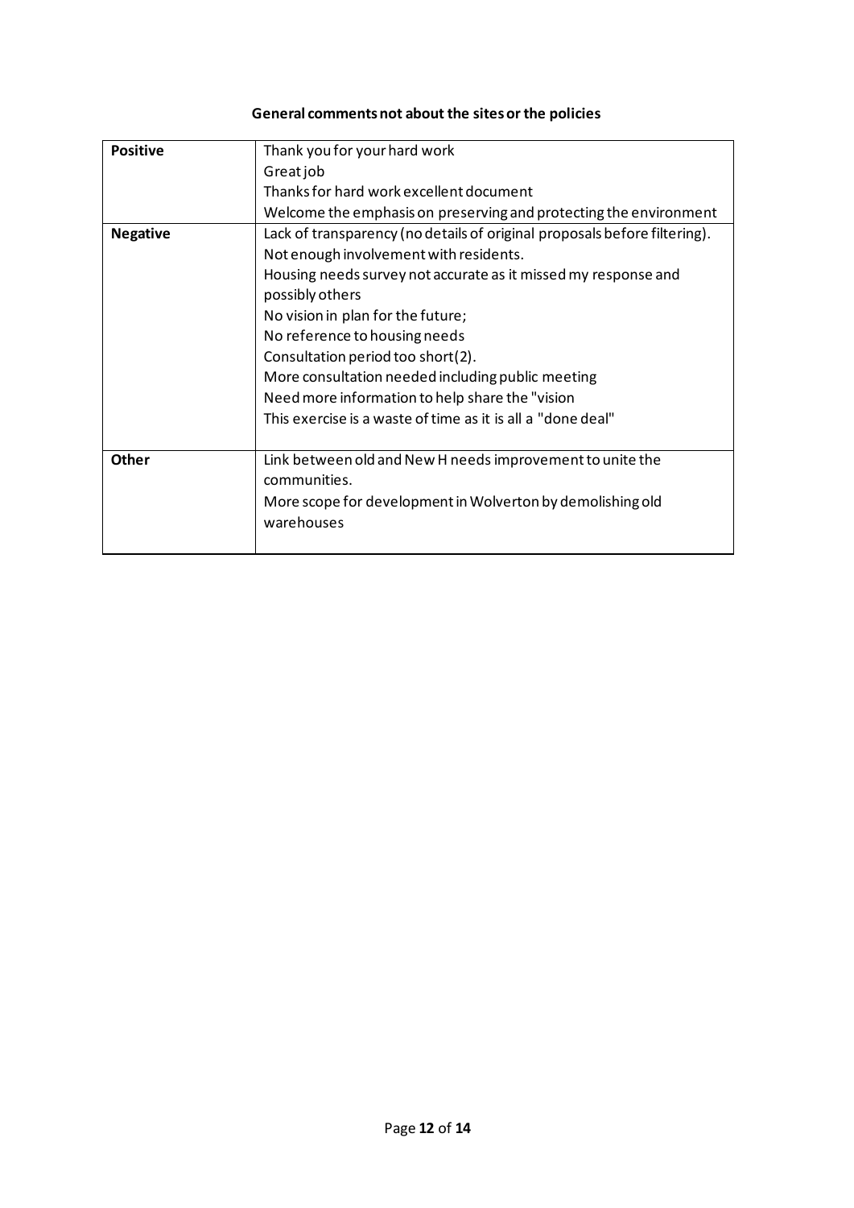**General comments not about the sites or the policies**

| | |
|---|---|
| **Positive** | Thank you for your hard work<br>Great job<br>Thanks for hard work excellent document<br>Welcome the emphasis on preserving and protecting the environment |
| **Negative** | Lack of transparency (no details of original proposals before filtering).<br>Not enough involvement with residents.<br>Housing needs survey not accurate as it missed my response and possibly others<br>No vision in plan for the future;<br>No reference to housing needs<br>Consultation period too short(2).<br>More consultation needed including public meeting<br>Need more information to help share the "vision<br>This exercise is a waste of time as it is all a "done deal" |
| **Other** | Link between old and New H needs improvement to unite the communities.<br>More scope for development in Wolverton by demolishing old warehouses |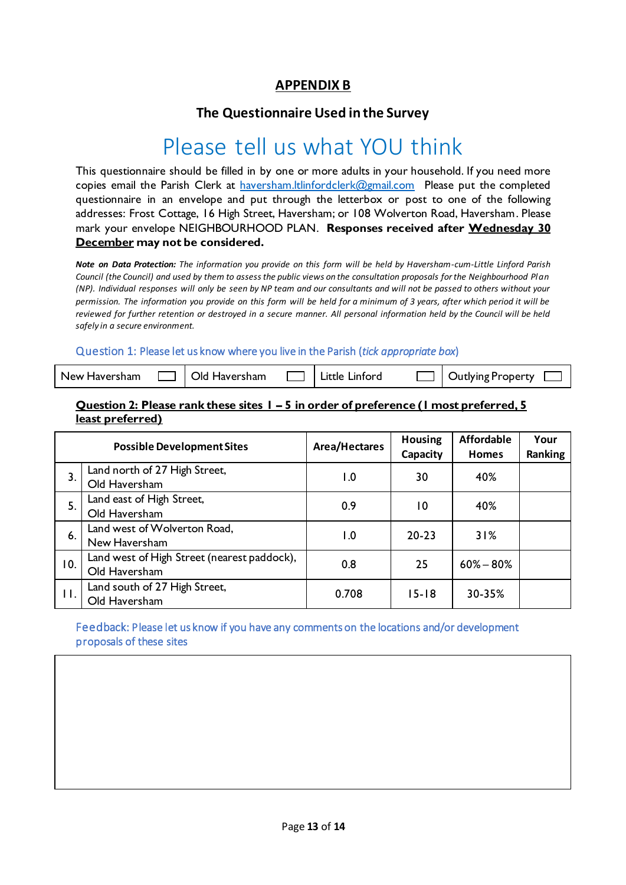## APPENDIX B

### The Questionnaire Used in the Survey

# Please tell us what YOU think

This questionnaire should be filled in by one or more adults in your household. If you need more copies email the Parish Clerk at haversham.ltlinfordclerk@gmail.com Please put the completed questionnaire in an envelope and put through the letterbox or post to one of the following addresses: Frost Cottage, 16 High Street, Haversham; or 108 Wolverton Road, Haversham. Please mark your envelope NEIGHBOURHOOD PLAN. **Responses received after <u>Wednesday 30 December</u> may not be considered.**

***Note on Data Protection:*** *The information you provide on this form will be held by Haversham-cum-Little Linford Parish Council (the Council) and used by them to assess the public views on the consultation proposals for the Neighbourhood Plan (NP). Individual responses will only be seen by NP team and our consultants and will not be passed to others without your permission. The information you provide on this form will be held for a minimum of 3 years, after which period it will be reviewed for further retention or destroyed in a secure manner. All personal information held by the Council will be held safely in a secure environment.*

Question 1: Please let us know where you live in the Parish (*tick appropriate box*)

| New Haversham ☐ | Old Haversham ☐ | Little Linford ☐ | Outlying Property ☐ |
|---|---|---|---|

**<u>Question 2: Please rank these sites 1 – 5 in order of preference (1 most preferred, 5 least preferred)</u>**

| | Possible Development Sites | Area/Hectares | Housing Capacity | Affordable Homes | Your Ranking |
|---|---|---|---|---|---|
| 3. | Land north of 27 High Street, Old Haversham | 1.0 | 30 | 40% | |
| 5. | Land east of High Street, Old Haversham | 0.9 | 10 | 40% | |
| 6. | Land west of Wolverton Road, New Haversham | 1.0 | 20-23 | 31% | |
| 10. | Land west of High Street (nearest paddock), Old Haversham | 0.8 | 25 | 60% – 80% | |
| 11. | Land south of 27 High Street, Old Haversham | 0.708 | 15-18 | 30-35% | |

Feedback: Please let us know if you have any comments on the locations and/or development proposals of these sites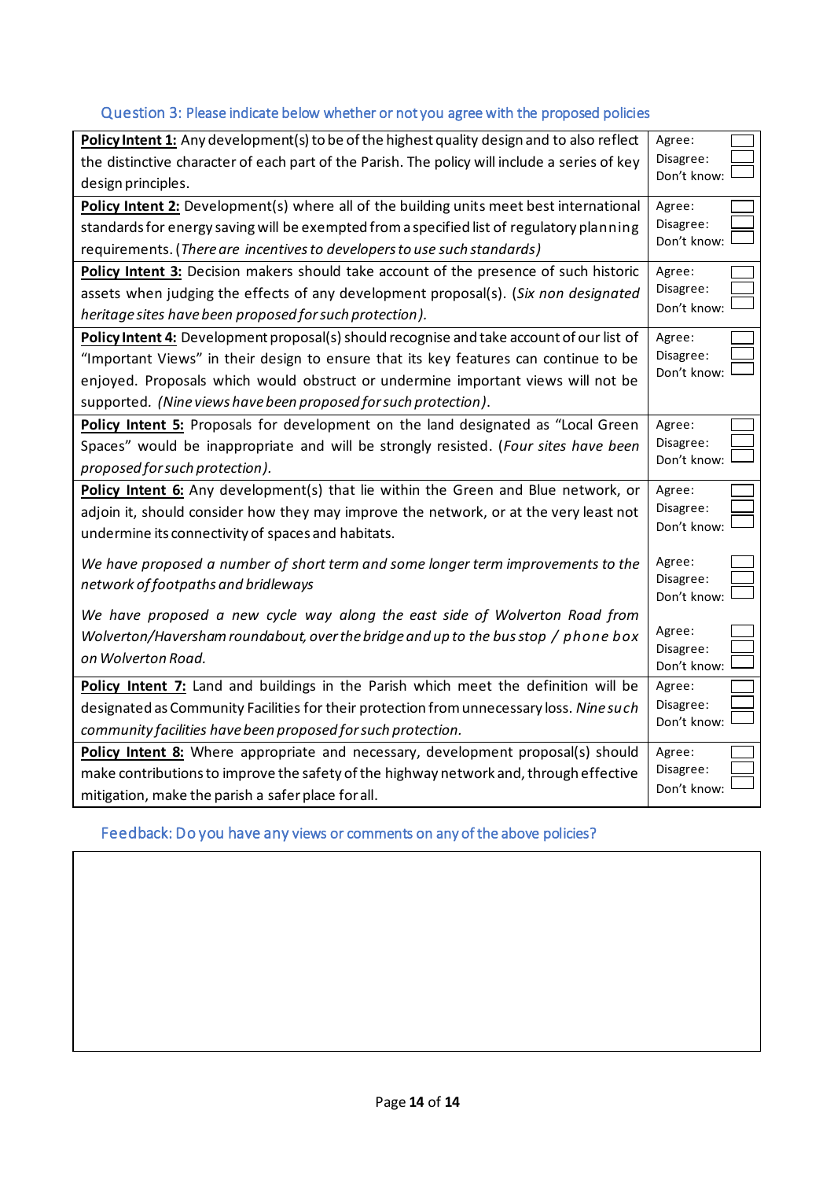## Question 3: Please indicate below whether or not you agree with the proposed policies

| | |
|---|---|
| **Policy Intent 1:** Any development(s) to be of the highest quality design and to also reflect the distinctive character of each part of the Parish. The policy will include a series of key design principles. | Agree: ☐<br>Disagree: ☐<br>Don't know: ☐ |
| **Policy Intent 2:** Development(s) where all of the building units meet best international standards for energy saving will be exempted from a specified list of regulatory planning requirements. (*There are incentives to developers to use such standards*) | Agree: ☐<br>Disagree: ☐<br>Don't know: ☐ |
| **Policy Intent 3:** Decision makers should take account of the presence of such historic assets when judging the effects of any development proposal(s). (*Six non designated heritage sites have been proposed for such protection*). | Agree: ☐<br>Disagree: ☐<br>Don't know: ☐ |
| **Policy Intent 4:** Development proposal(s) should recognise and take account of our list of "Important Views" in their design to ensure that its key features can continue to be enjoyed. Proposals which would obstruct or undermine important views will not be supported. *(Nine views have been proposed for such protection)*. | Agree: ☐<br>Disagree: ☐<br>Don't know: ☐ |
| **Policy Intent 5:** Proposals for development on the land designated as "Local Green Spaces" would be inappropriate and will be strongly resisted. (*Four sites have been proposed for such protection*). | Agree: ☐<br>Disagree: ☐<br>Don't know: ☐ |
| **Policy Intent 6:** Any development(s) that lie within the Green and Blue network, or adjoin it, should consider how they may improve the network, or at the very least not undermine its connectivity of spaces and habitats. | Agree: ☐<br>Disagree: ☐<br>Don't know: ☐ |
| *We have proposed a number of short term and some longer term improvements to the network of footpaths and bridleways* | Agree: ☐<br>Disagree: ☐<br>Don't know: ☐ |
| *We have proposed a new cycle way along the east side of Wolverton Road from Wolverton/Haversham roundabout, over the bridge and up to the bus stop / phone box on Wolverton Road.* | Agree: ☐<br>Disagree: ☐<br>Don't know: ☐ |
| **Policy Intent 7:** Land and buildings in the Parish which meet the definition will be designated as Community Facilities for their protection from unnecessary loss. *Nine such community facilities have been proposed for such protection.* | Agree: ☐<br>Disagree: ☐<br>Don't know: ☐ |
| **Policy Intent 8:** Where appropriate and necessary, development proposal(s) should make contributions to improve the safety of the highway network and, through effective mitigation, make the parish a safer place for all. | Agree: ☐<br>Disagree: ☐<br>Don't know: ☐ |

## Feedback: Do you have any views or comments on any of the above policies?

| |
|---|
| |